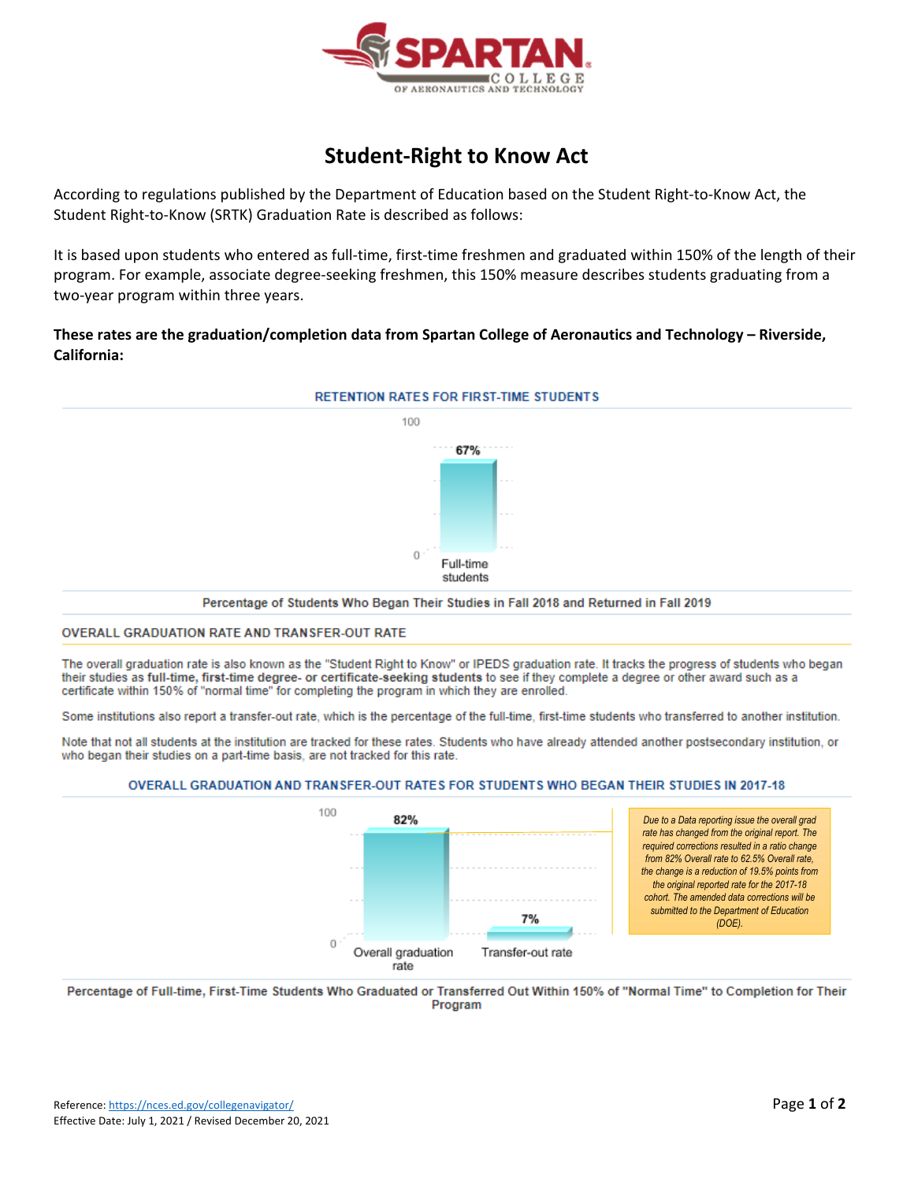# Student-Right to Know Act

According to regulations published by the Department of Education based on the Student Right-to-Know Act, the Student Right-to-Know (SRTK) Graduation Rate is described as follows:

It is based upon students who entered as full-time, first-time freshmen and graduated within 150% of the length of their program. For example, associate degree-seeking freshmen, this 150% measure describes students graduating from a two-year program within three years.

**These rates are the graduation/completion data from Spartan College of Aeronautics and Technology – Riverside, California:**

## RETENTION RATES FOR FIRST-TIME STUDENTS

| | Full-time students |
|---|---|
| Retention rate | 67% |

Percentage of Students Who Began Their Studies in Fall 2018 and Returned in Fall 2019

## OVERALL GRADUATION RATE AND TRANSFER-OUT RATE

The overall graduation rate is also known as the "Student Right to Know" or IPEDS graduation rate. It tracks the progress of students who began their studies as **full-time, first-time degree- or certificate-seeking students** to see if they complete a degree or other award such as a certificate within 150% of "normal time" for completing the program in which they are enrolled.

Some institutions also report a transfer-out rate, which is the percentage of the full-time, first-time students who transferred to another institution.

Note that not all students at the institution are tracked for these rates. Students who have already attended another postsecondary institution, or who began their studies on a part-time basis, are not tracked for this rate.

### OVERALL GRADUATION AND TRANSFER-OUT RATES FOR STUDENTS WHO BEGAN THEIR STUDIES IN 2017-18

| Overall graduation rate | Transfer-out rate |
|---|---|
| 82% | 7% |

*Due to a Data reporting issue the overall grad rate has changed from the original report. The required corrections resulted in a ratio change from 82% Overall rate to 62.5% Overall rate, the change is a reduction of 19.5% points from the original reported rate for the 2017-18 cohort. The amended data corrections will be submitted to the Department of Education (DOE).*

Percentage of Full-time, First-Time Students Who Graduated or Transferred Out Within 150% of "Normal Time" to Completion for Their Program

Reference: https://nces.ed.gov/collegenavigator/
Effective Date: July 1, 2021 / Revised December 20, 2021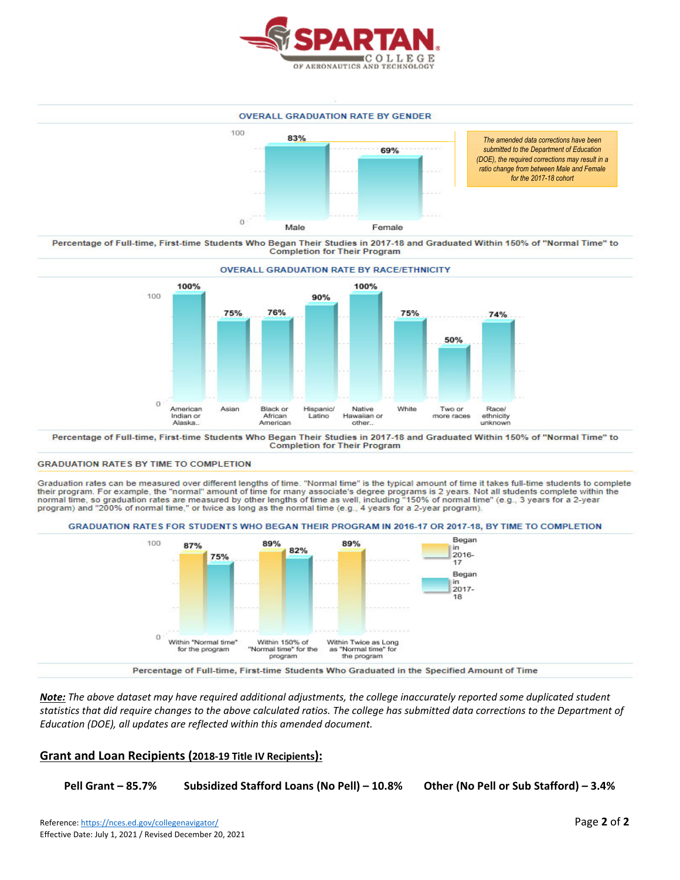SPARTAN COLLEGE OF AERONAUTICS AND TECHNOLOGY

## OVERALL GRADUATION RATE BY GENDER

100

0

83%

69%

Male

Female

*The amended data corrections have been submitted to the Department of Education (DOE), the required corrections may result in a ratio change from between Male and Female for the 2017-18 cohort*

Percentage of Full-time, First-time Students Who Began Their Studies in 2017-18 and Graduated Within 150% of "Normal Time" to Completion for Their Program

## OVERALL GRADUATION RATE BY RACE/ETHNICITY

100

0

100% American Indian or Alaska..

75% Asian

76% Black or African American

90% Hispanic/ Latino

100% Native Hawaiian or other..

75% White

50% Two or more races

74% Race/ ethnicity unknown

Percentage of Full-time, First-time Students Who Began Their Studies in 2017-18 and Graduated Within 150% of "Normal Time" to Completion for Their Program

## GRADUATION RATES BY TIME TO COMPLETION

Graduation rates can be measured over different lengths of time. "Normal time" is the typical amount of time it takes full-time students to complete their program. For example, the "normal" amount of time for many associate's degree programs is 2 years. Not all students complete within the normal time, so graduation rates are measured by other lengths of time as well, including "150% of normal time" (e.g., 3 years for a 2-year program) and "200% of normal time," or twice as long as the normal time (e.g., 4 years for a 2-year program).

### GRADUATION RATES FOR STUDENTS WHO BEGAN THEIR PROGRAM IN 2016-17 OR 2017-18, BY TIME TO COMPLETION

100

0

Within "Normal time" for the program: 87% 75%

Within 150% of "Normal time" for the program: 89% 82%

Within Twice as Long as "Normal time" for the program: 89%

Began in 2016-17

Began in 2017-18

Percentage of Full-time, First-time Students Who Graduated in the Specified Amount of Time

***Note:*** *The above dataset may have required additional adjustments, the college inaccurately reported some duplicated student statistics that did require changes to the above calculated ratios. The college has submitted data corrections to the Department of Education (DOE), all updates are reflected within this amended document.*

## Grant and Loan Recipients (2018-19 Title IV Recipients):

**Pell Grant – 85.7%** **Subsidized Stafford Loans (No Pell) – 10.8%** **Other (No Pell or Sub Stafford) – 3.4%**

Reference: https://nces.ed.gov/collegenavigator/

Effective Date: July 1, 2021 / Revised December 20, 2021